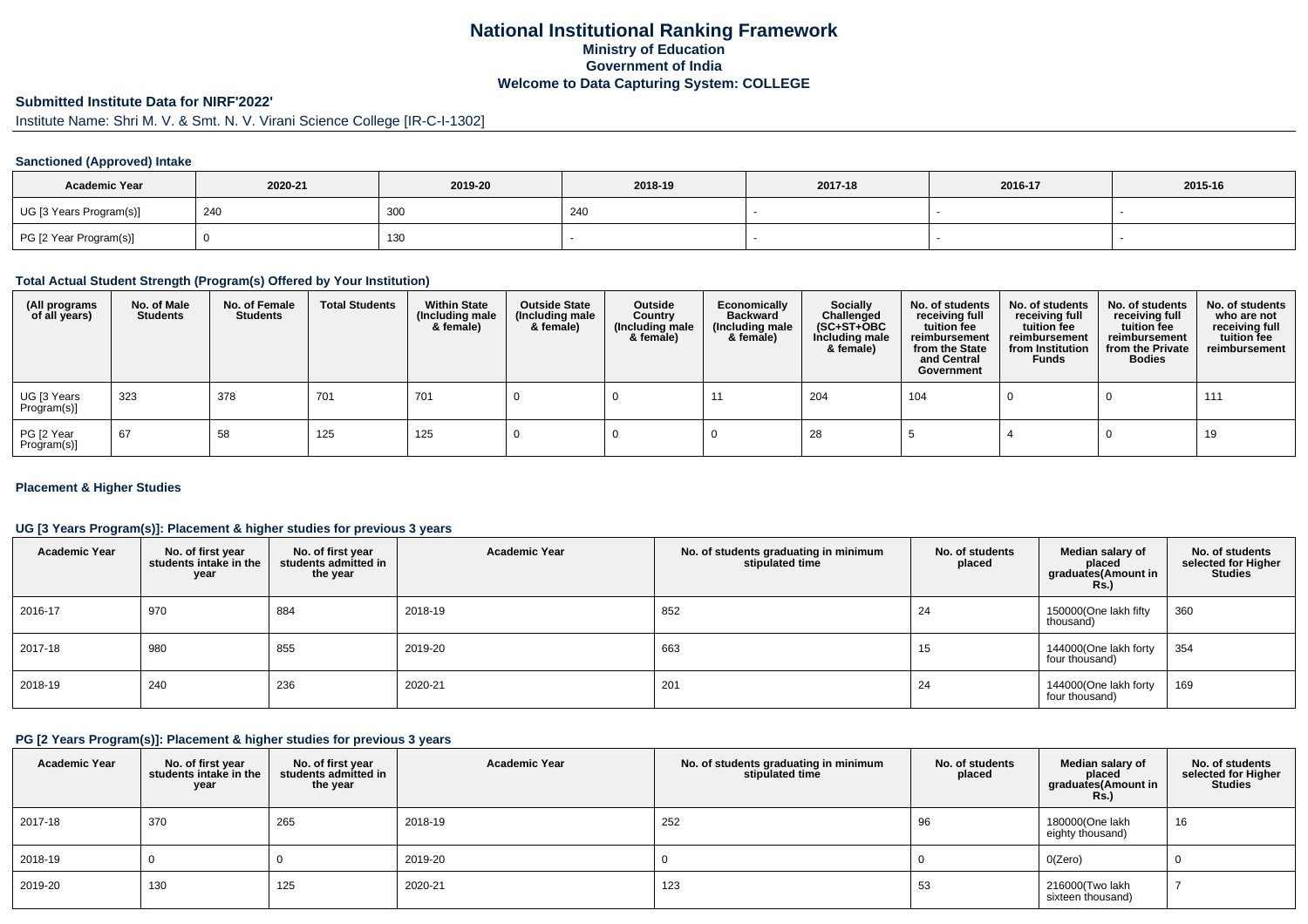# National Institutional Ranking Framework
## Ministry of Education
## Government of India
## Welcome to Data Capturing System: COLLEGE

**Submitted Institute Data for NIRF'2022'**

Institute Name: Shri M. V. & Smt. N. V. Virani Science College [IR-C-I-1302]

### Sanctioned (Approved) Intake

| Academic Year | 2020-21 | 2019-20 | 2018-19 | 2017-18 | 2016-17 | 2015-16 |
|---|---|---|---|---|---|---|
| UG [3 Years Program(s)] | 240 | 300 | 240 | - | - | - |
| PG [2 Year Program(s)] | 0 | 130 | - | - | - | - |

### Total Actual Student Strength (Program(s) Offered by Your Institution)

| (All programs of all years) | No. of Male Students | No. of Female Students | Total Students | Within State (Including male & female) | Outside State (Including male & female) | Outside Country (Including male & female) | Economically Backward (Including male & female) | Socially Challenged (SC+ST+OBC Including male & female) | No. of students receiving full tuition fee reimbursement from the State and Central Government | No. of students receiving full tuition fee reimbursement from Institution Funds | No. of students receiving full tuition fee reimbursement from the Private Bodies | No. of students who are not receiving full tuition fee reimbursement |
|---|---|---|---|---|---|---|---|---|---|---|---|---|
| UG [3 Years Program(s)] | 323 | 378 | 701 | 701 | 0 | 0 | 11 | 204 | 104 | 0 | 0 | 111 |
| PG [2 Year Program(s)] | 67 | 58 | 125 | 125 | 0 | 0 | 0 | 28 | 5 | 4 | 0 | 19 |

### Placement & Higher Studies

### UG [3 Years Program(s)]: Placement & higher studies for previous 3 years

| Academic Year | No. of first year students intake in the year | No. of first year students admitted in the year | Academic Year | No. of students graduating in minimum stipulated time | No. of students placed | Median salary of placed graduates(Amount in Rs.) | No. of students selected for Higher Studies |
|---|---|---|---|---|---|---|---|
| 2016-17 | 970 | 884 | 2018-19 | 852 | 24 | 150000(One lakh fifty thousand) | 360 |
| 2017-18 | 980 | 855 | 2019-20 | 663 | 15 | 144000(One lakh forty four thousand) | 354 |
| 2018-19 | 240 | 236 | 2020-21 | 201 | 24 | 144000(One lakh forty four thousand) | 169 |

### PG [2 Years Program(s)]: Placement & higher studies for previous 3 years

| Academic Year | No. of first year students intake in the year | No. of first year students admitted in the year | Academic Year | No. of students graduating in minimum stipulated time | No. of students placed | Median salary of placed graduates(Amount in Rs.) | No. of students selected for Higher Studies |
|---|---|---|---|---|---|---|---|
| 2017-18 | 370 | 265 | 2018-19 | 252 | 96 | 180000(One lakh eighty thousand) | 16 |
| 2018-19 | 0 | 0 | 2019-20 | 0 | 0 | 0(Zero) | 0 |
| 2019-20 | 130 | 125 | 2020-21 | 123 | 53 | 216000(Two lakh sixteen thousand) | 7 |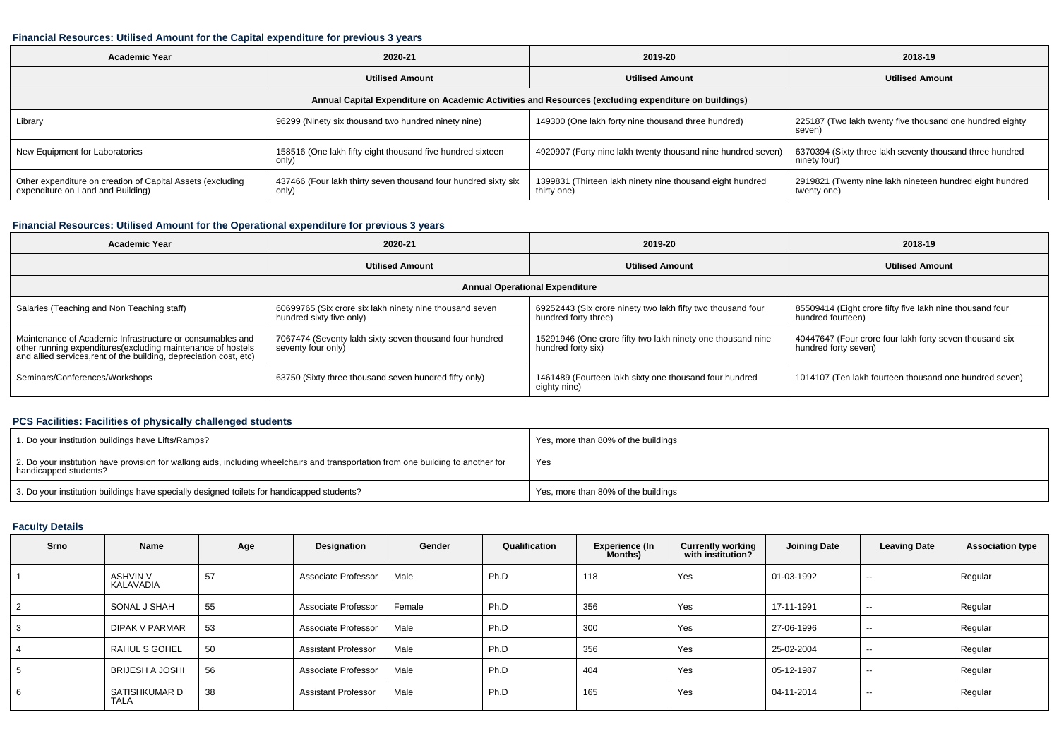### Financial Resources: Utilised Amount for the Capital expenditure for previous 3 years

| Academic Year | 2020-21 | 2019-20 | 2018-19 |
|---|---|---|---|
| | Utilised Amount | Utilised Amount | Utilised Amount |
| Annual Capital Expenditure on Academic Activities and Resources (excluding expenditure on buildings) | | | |
| Library | 96299 (Ninety six thousand two hundred ninety nine) | 149300 (One lakh forty nine thousand three hundred) | 225187 (Two lakh twenty five thousand one hundred eighty seven) |
| New Equipment for Laboratories | 158516 (One lakh fifty eight thousand five hundred sixteen only) | 4920907 (Forty nine lakh twenty thousand nine hundred seven) | 6370394 (Sixty three lakh seventy thousand three hundred ninety four) |
| Other expenditure on creation of Capital Assets (excluding expenditure on Land and Building) | 437466 (Four lakh thirty seven thousand four hundred sixty six only) | 1399831 (Thirteen lakh ninety nine thousand eight hundred thirty one) | 2919821 (Twenty nine lakh nineteen thousand eight hundred twenty one) |

### Financial Resources: Utilised Amount for the Operational expenditure for previous 3 years

| Academic Year | 2020-21 | 2019-20 | 2018-19 |
|---|---|---|---|
| | Utilised Amount | Utilised Amount | Utilised Amount |
| Annual Operational Expenditure | | | |
| Salaries (Teaching and Non Teaching staff) | 60699765 (Six crore six lakh ninety nine thousand seven hundred sixty five only) | 69252443 (Six crore ninety two lakh fifty two thousand four hundred forty three) | 85509414 (Eight crore fifty five lakh nine thousand four hundred fourteen) |
| Maintenance of Academic Infrastructure or consumables and other running expenditures(excluding maintenance of hostels and allied services,rent of the building, depreciation cost, etc) | 7067474 (Seventy lakh sixty seven thousand four hundred seventy four only) | 15291946 (One crore fifty two lakh ninety one thousand nine hundred forty six) | 40447647 (Four crore four lakh forty seven thousand six hundred forty seven) |
| Seminars/Conferences/Workshops | 63750 (Sixty three thousand seven hundred fifty only) | 1461489 (Fourteen lakh sixty one thousand four hundred eighty nine) | 1014107 (Ten lakh fourteen thousand one hundred seven) |

### PCS Facilities: Facilities of physically challenged students

| | |
|---|---|
| 1. Do your institution buildings have Lifts/Ramps? | Yes, more than 80% of the buildings |
| 2. Do your institution have provision for walking aids, including wheelchairs and transportation from one building to another for handicapped students? | Yes |
| 3. Do your institution buildings have specially designed toilets for handicapped students? | Yes, more than 80% of the buildings |

### Faculty Details

| Srno | Name | Age | Designation | Gender | Qualification | Experience (In Months) | Currently working with institution? | Joining Date | Leaving Date | Association type |
|---|---|---|---|---|---|---|---|---|---|---|
| 1 | ASHVIN V KALAVADIA | 57 | Associate Professor | Male | Ph.D | 118 | Yes | 01-03-1992 | -- | Regular |
| 2 | SONAL J SHAH | 55 | Associate Professor | Female | Ph.D | 356 | Yes | 17-11-1991 | -- | Regular |
| 3 | DIPAK V PARMAR | 53 | Associate Professor | Male | Ph.D | 300 | Yes | 27-06-1996 | -- | Regular |
| 4 | RAHUL S GOHEL | 50 | Assistant Professor | Male | Ph.D | 356 | Yes | 25-02-2004 | -- | Regular |
| 5 | BRIJESH A JOSHI | 56 | Associate Professor | Male | Ph.D | 404 | Yes | 05-12-1987 | -- | Regular |
| 6 | SATISHKUMAR D TALA | 38 | Assistant Professor | Male | Ph.D | 165 | Yes | 04-11-2014 | -- | Regular |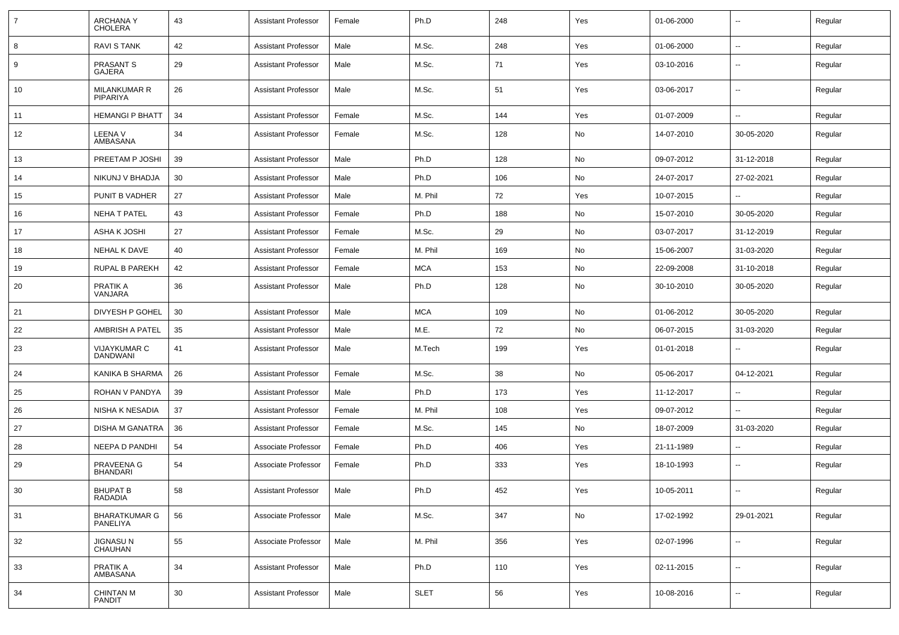| | | | | | | | | | | |
|---|---|---|---|---|---|---|---|---|---|---|
| 7 | ARCHANA Y CHOLERA | 43 | Assistant Professor | Female | Ph.D | 248 | Yes | 01-06-2000 | -- | Regular |
| 8 | RAVI S TANK | 42 | Assistant Professor | Male | M.Sc. | 248 | Yes | 01-06-2000 | -- | Regular |
| 9 | PRASANT S GAJERA | 29 | Assistant Professor | Male | M.Sc. | 71 | Yes | 03-10-2016 | -- | Regular |
| 10 | MILANKUMAR R PIPARIYA | 26 | Assistant Professor | Male | M.Sc. | 51 | Yes | 03-06-2017 | -- | Regular |
| 11 | HEMANGI P BHATT | 34 | Assistant Professor | Female | M.Sc. | 144 | Yes | 01-07-2009 | -- | Regular |
| 12 | LEENA V AMBASANA | 34 | Assistant Professor | Female | M.Sc. | 128 | No | 14-07-2010 | 30-05-2020 | Regular |
| 13 | PREETAM P JOSHI | 39 | Assistant Professor | Male | Ph.D | 128 | No | 09-07-2012 | 31-12-2018 | Regular |
| 14 | NIKUNJ V BHADJA | 30 | Assistant Professor | Male | Ph.D | 106 | No | 24-07-2017 | 27-02-2021 | Regular |
| 15 | PUNIT B VADHER | 27 | Assistant Professor | Male | M. Phil | 72 | Yes | 10-07-2015 | -- | Regular |
| 16 | NEHA T PATEL | 43 | Assistant Professor | Female | Ph.D | 188 | No | 15-07-2010 | 30-05-2020 | Regular |
| 17 | ASHA K JOSHI | 27 | Assistant Professor | Female | M.Sc. | 29 | No | 03-07-2017 | 31-12-2019 | Regular |
| 18 | NEHAL K DAVE | 40 | Assistant Professor | Female | M. Phil | 169 | No | 15-06-2007 | 31-03-2020 | Regular |
| 19 | RUPAL B PAREKH | 42 | Assistant Professor | Female | MCA | 153 | No | 22-09-2008 | 31-10-2018 | Regular |
| 20 | PRATIK A VANJARA | 36 | Assistant Professor | Male | Ph.D | 128 | No | 30-10-2010 | 30-05-2020 | Regular |
| 21 | DIVYESH P GOHEL | 30 | Assistant Professor | Male | MCA | 109 | No | 01-06-2012 | 30-05-2020 | Regular |
| 22 | AMBRISH A PATEL | 35 | Assistant Professor | Male | M.E. | 72 | No | 06-07-2015 | 31-03-2020 | Regular |
| 23 | VIJAYKUMAR C DANDWANI | 41 | Assistant Professor | Male | M.Tech | 199 | Yes | 01-01-2018 | -- | Regular |
| 24 | KANIKA B SHARMA | 26 | Assistant Professor | Female | M.Sc. | 38 | No | 05-06-2017 | 04-12-2021 | Regular |
| 25 | ROHAN V PANDYA | 39 | Assistant Professor | Male | Ph.D | 173 | Yes | 11-12-2017 | -- | Regular |
| 26 | NISHA K NESADIA | 37 | Assistant Professor | Female | M. Phil | 108 | Yes | 09-07-2012 | -- | Regular |
| 27 | DISHA M GANATRA | 36 | Assistant Professor | Female | M.Sc. | 145 | No | 18-07-2009 | 31-03-2020 | Regular |
| 28 | NEEPA D PANDHI | 54 | Associate Professor | Female | Ph.D | 406 | Yes | 21-11-1989 | -- | Regular |
| 29 | PRAVEENA G BHANDARI | 54 | Associate Professor | Female | Ph.D | 333 | Yes | 18-10-1993 | -- | Regular |
| 30 | BHUPAT B RADADIA | 58 | Assistant Professor | Male | Ph.D | 452 | Yes | 10-05-2011 | -- | Regular |
| 31 | BHARATKUMAR G PANELIYA | 56 | Associate Professor | Male | M.Sc. | 347 | No | 17-02-1992 | 29-01-2021 | Regular |
| 32 | JIGNASU N CHAUHAN | 55 | Associate Professor | Male | M. Phil | 356 | Yes | 02-07-1996 | -- | Regular |
| 33 | PRATIK A AMBASANA | 34 | Assistant Professor | Male | Ph.D | 110 | Yes | 02-11-2015 | -- | Regular |
| 34 | CHINTAN M PANDIT | 30 | Assistant Professor | Male | SLET | 56 | Yes | 10-08-2016 | -- | Regular |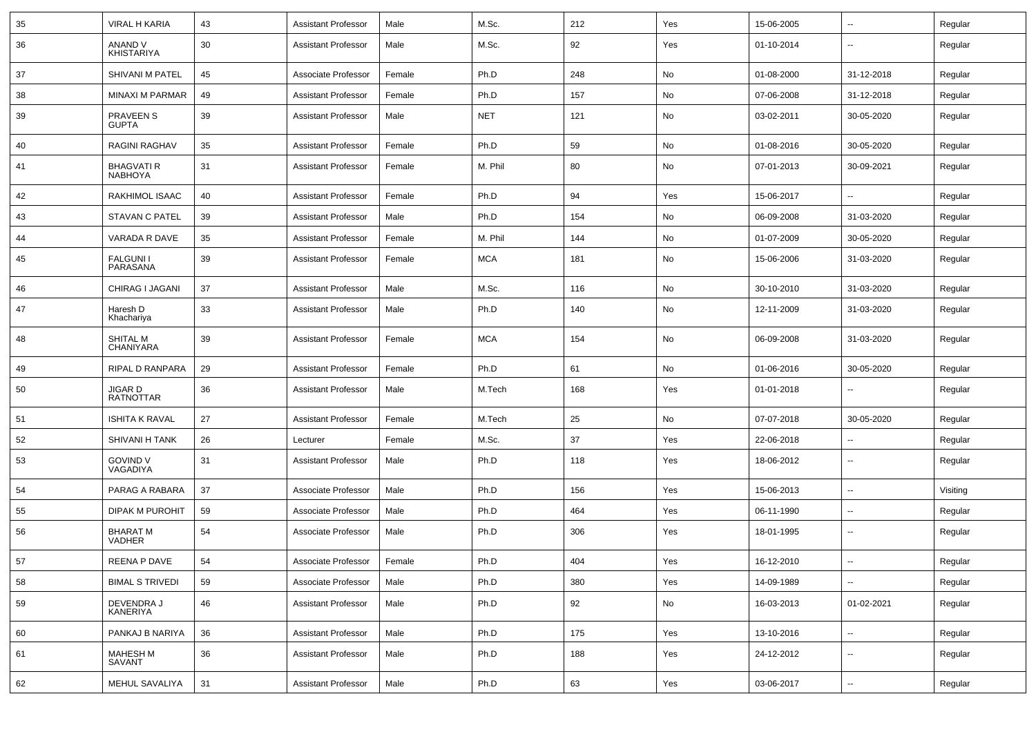| | | | | | | | | | | |
|---|---|---|---|---|---|---|---|---|---|---|
| 35 | VIRAL H KARIA | 43 | Assistant Professor | Male | M.Sc. | 212 | Yes | 15-06-2005 | -- | Regular |
| 36 | ANAND V KHISTARIYA | 30 | Assistant Professor | Male | M.Sc. | 92 | Yes | 01-10-2014 | -- | Regular |
| 37 | SHIVANI M PATEL | 45 | Associate Professor | Female | Ph.D | 248 | No | 01-08-2000 | 31-12-2018 | Regular |
| 38 | MINAXI M PARMAR | 49 | Assistant Professor | Female | Ph.D | 157 | No | 07-06-2008 | 31-12-2018 | Regular |
| 39 | PRAVEEN S GUPTA | 39 | Assistant Professor | Male | NET | 121 | No | 03-02-2011 | 30-05-2020 | Regular |
| 40 | RAGINI RAGHAV | 35 | Assistant Professor | Female | Ph.D | 59 | No | 01-08-2016 | 30-05-2020 | Regular |
| 41 | BHAGVATI R NABHOYA | 31 | Assistant Professor | Female | M. Phil | 80 | No | 07-01-2013 | 30-09-2021 | Regular |
| 42 | RAKHIMOL ISAAC | 40 | Assistant Professor | Female | Ph.D | 94 | Yes | 15-06-2017 | -- | Regular |
| 43 | STAVAN C PATEL | 39 | Assistant Professor | Male | Ph.D | 154 | No | 06-09-2008 | 31-03-2020 | Regular |
| 44 | VARADA R DAVE | 35 | Assistant Professor | Female | M. Phil | 144 | No | 01-07-2009 | 30-05-2020 | Regular |
| 45 | FALGUNI I PARASANA | 39 | Assistant Professor | Female | MCA | 181 | No | 15-06-2006 | 31-03-2020 | Regular |
| 46 | CHIRAG I JAGANI | 37 | Assistant Professor | Male | M.Sc. | 116 | No | 30-10-2010 | 31-03-2020 | Regular |
| 47 | Haresh D Khachariya | 33 | Assistant Professor | Male | Ph.D | 140 | No | 12-11-2009 | 31-03-2020 | Regular |
| 48 | SHITAL M CHANIYARA | 39 | Assistant Professor | Female | MCA | 154 | No | 06-09-2008 | 31-03-2020 | Regular |
| 49 | RIPAL D RANPARA | 29 | Assistant Professor | Female | Ph.D | 61 | No | 01-06-2016 | 30-05-2020 | Regular |
| 50 | JIGAR D RATNOTTAR | 36 | Assistant Professor | Male | M.Tech | 168 | Yes | 01-01-2018 | -- | Regular |
| 51 | ISHITA K RAVAL | 27 | Assistant Professor | Female | M.Tech | 25 | No | 07-07-2018 | 30-05-2020 | Regular |
| 52 | SHIVANI H TANK | 26 | Lecturer | Female | M.Sc. | 37 | Yes | 22-06-2018 | -- | Regular |
| 53 | GOVIND V VAGADIYA | 31 | Assistant Professor | Male | Ph.D | 118 | Yes | 18-06-2012 | -- | Regular |
| 54 | PARAG A RABARA | 37 | Associate Professor | Male | Ph.D | 156 | Yes | 15-06-2013 | -- | Visiting |
| 55 | DIPAK M PUROHIT | 59 | Associate Professor | Male | Ph.D | 464 | Yes | 06-11-1990 | -- | Regular |
| 56 | BHARAT M VADHER | 54 | Associate Professor | Male | Ph.D | 306 | Yes | 18-01-1995 | -- | Regular |
| 57 | REENA P DAVE | 54 | Associate Professor | Female | Ph.D | 404 | Yes | 16-12-2010 | -- | Regular |
| 58 | BIMAL S TRIVEDI | 59 | Associate Professor | Male | Ph.D | 380 | Yes | 14-09-1989 | -- | Regular |
| 59 | DEVENDRA J KANERIYA | 46 | Assistant Professor | Male | Ph.D | 92 | No | 16-03-2013 | 01-02-2021 | Regular |
| 60 | PANKAJ B NARIYA | 36 | Assistant Professor | Male | Ph.D | 175 | Yes | 13-10-2016 | -- | Regular |
| 61 | MAHESH M SAVANT | 36 | Assistant Professor | Male | Ph.D | 188 | Yes | 24-12-2012 | -- | Regular |
| 62 | MEHUL SAVALIYA | 31 | Assistant Professor | Male | Ph.D | 63 | Yes | 03-06-2017 | -- | Regular |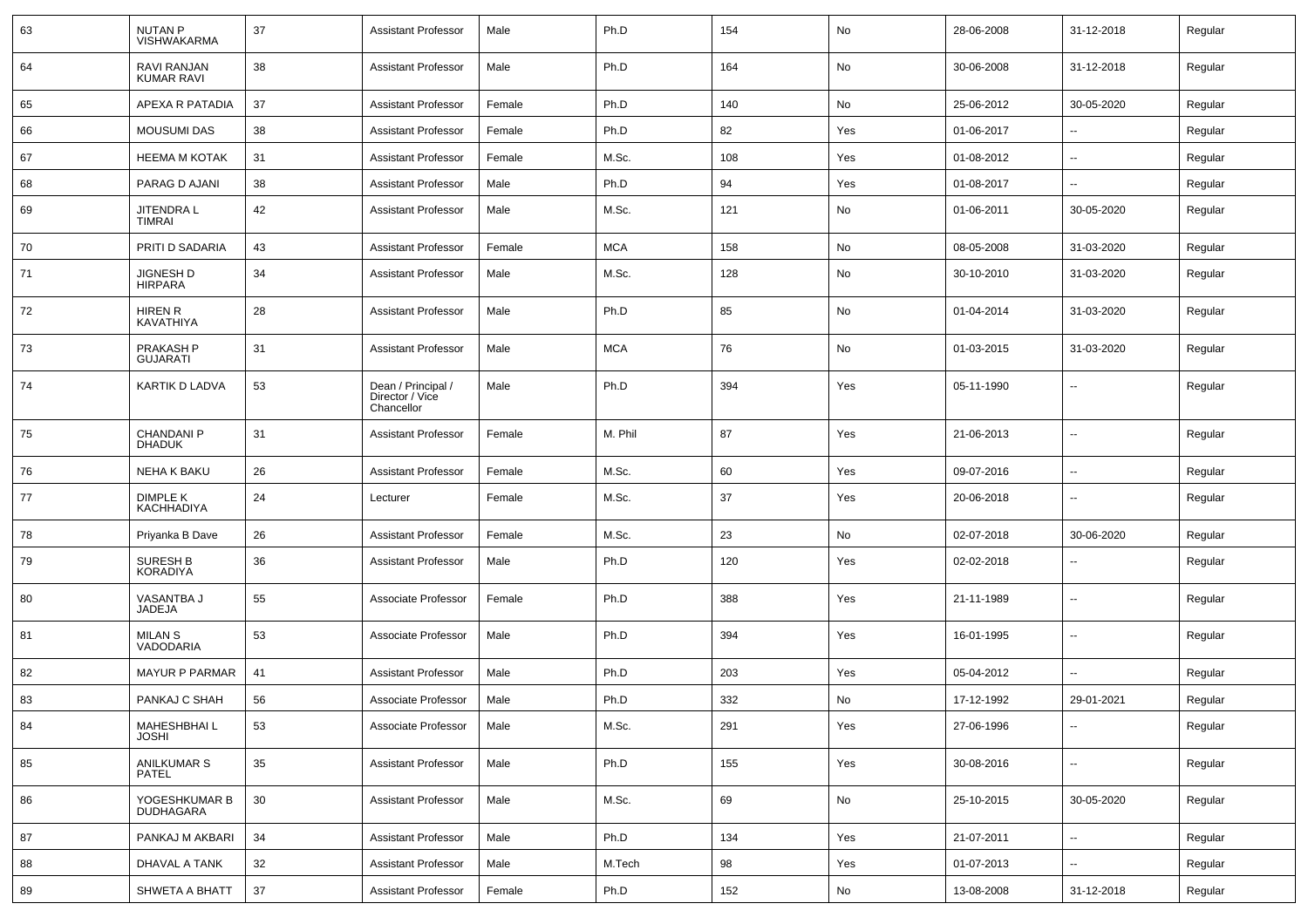| | | | | | | | | | | |
|---|---|---|---|---|---|---|---|---|---|---|
| 63 | NUTAN P VISHWAKARMA | 37 | Assistant Professor | Male | Ph.D | 154 | No | 28-06-2008 | 31-12-2018 | Regular |
| 64 | RAVI RANJAN KUMAR RAVI | 38 | Assistant Professor | Male | Ph.D | 164 | No | 30-06-2008 | 31-12-2018 | Regular |
| 65 | APEXA R PATADIA | 37 | Assistant Professor | Female | Ph.D | 140 | No | 25-06-2012 | 30-05-2020 | Regular |
| 66 | MOUSUMI DAS | 38 | Assistant Professor | Female | Ph.D | 82 | Yes | 01-06-2017 | -- | Regular |
| 67 | HEEMA M KOTAK | 31 | Assistant Professor | Female | M.Sc. | 108 | Yes | 01-08-2012 | -- | Regular |
| 68 | PARAG D AJANI | 38 | Assistant Professor | Male | Ph.D | 94 | Yes | 01-08-2017 | -- | Regular |
| 69 | JITENDRA L TIMRAI | 42 | Assistant Professor | Male | M.Sc. | 121 | No | 01-06-2011 | 30-05-2020 | Regular |
| 70 | PRITI D SADARIA | 43 | Assistant Professor | Female | MCA | 158 | No | 08-05-2008 | 31-03-2020 | Regular |
| 71 | JIGNESH D HIRPARA | 34 | Assistant Professor | Male | M.Sc. | 128 | No | 30-10-2010 | 31-03-2020 | Regular |
| 72 | HIREN R KAVATHIYA | 28 | Assistant Professor | Male | Ph.D | 85 | No | 01-04-2014 | 31-03-2020 | Regular |
| 73 | PRAKASH P GUJARATI | 31 | Assistant Professor | Male | MCA | 76 | No | 01-03-2015 | 31-03-2020 | Regular |
| 74 | KARTIK D LADVA | 53 | Dean / Principal / Director / Vice Chancellor | Male | Ph.D | 394 | Yes | 05-11-1990 | -- | Regular |
| 75 | CHANDANI P DHADUK | 31 | Assistant Professor | Female | M. Phil | 87 | Yes | 21-06-2013 | -- | Regular |
| 76 | NEHA K BAKU | 26 | Assistant Professor | Female | M.Sc. | 60 | Yes | 09-07-2016 | -- | Regular |
| 77 | DIMPLE K KACHHADIYA | 24 | Lecturer | Female | M.Sc. | 37 | Yes | 20-06-2018 | -- | Regular |
| 78 | Priyanka B Dave | 26 | Assistant Professor | Female | M.Sc. | 23 | No | 02-07-2018 | 30-06-2020 | Regular |
| 79 | SURESH B KORADIYA | 36 | Assistant Professor | Male | Ph.D | 120 | Yes | 02-02-2018 | -- | Regular |
| 80 | VASANTBA J JADEJA | 55 | Associate Professor | Female | Ph.D | 388 | Yes | 21-11-1989 | -- | Regular |
| 81 | MILAN S VADODARIA | 53 | Associate Professor | Male | Ph.D | 394 | Yes | 16-01-1995 | -- | Regular |
| 82 | MAYUR P PARMAR | 41 | Assistant Professor | Male | Ph.D | 203 | Yes | 05-04-2012 | -- | Regular |
| 83 | PANKAJ C SHAH | 56 | Associate Professor | Male | Ph.D | 332 | No | 17-12-1992 | 29-01-2021 | Regular |
| 84 | MAHESHBHAI L JOSHI | 53 | Associate Professor | Male | M.Sc. | 291 | Yes | 27-06-1996 | -- | Regular |
| 85 | ANILKUMAR S PATEL | 35 | Assistant Professor | Male | Ph.D | 155 | Yes | 30-08-2016 | -- | Regular |
| 86 | YOGESHKUMAR B DUDHAGARA | 30 | Assistant Professor | Male | M.Sc. | 69 | No | 25-10-2015 | 30-05-2020 | Regular |
| 87 | PANKAJ M AKBARI | 34 | Assistant Professor | Male | Ph.D | 134 | Yes | 21-07-2011 | -- | Regular |
| 88 | DHAVAL A TANK | 32 | Assistant Professor | Male | M.Tech | 98 | Yes | 01-07-2013 | -- | Regular |
| 89 | SHWETA A BHATT | 37 | Assistant Professor | Female | Ph.D | 152 | No | 13-08-2008 | 31-12-2018 | Regular |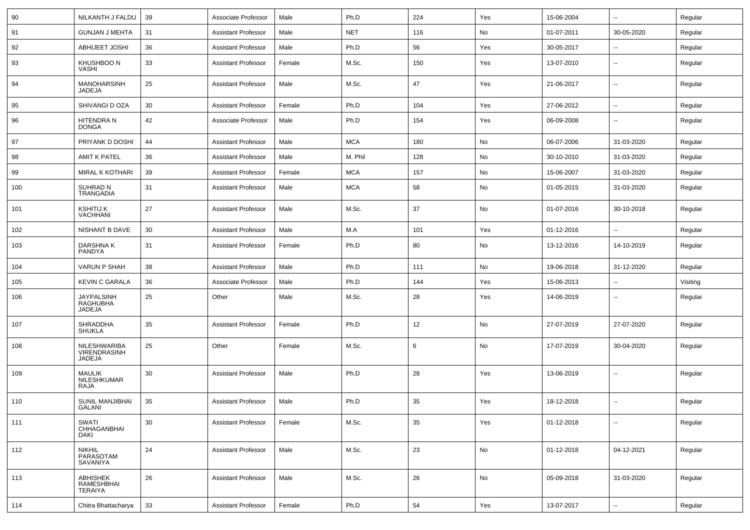| 90 | NILKANTH J FALDU | 39 | Associate Professor | Male | Ph.D | 224 | Yes | 15-06-2004 | -- | Regular |
|---|---|---|---|---|---|---|---|---|---|---|
| 91 | GUNJAN J MEHTA | 31 | Assistant Professor | Male | NET | 116 | No | 01-07-2011 | 30-05-2020 | Regular |
| 92 | ABHIJEET JOSHI | 36 | Assistant Professor | Male | Ph.D | 56 | Yes | 30-05-2017 | -- | Regular |
| 93 | KHUSHBOO N VASHI | 33 | Assistant Professor | Female | M.Sc. | 150 | Yes | 13-07-2010 | -- | Regular |
| 94 | MANOHARSINH JADEJA | 25 | Assistant Professor | Male | M.Sc. | 47 | Yes | 21-06-2017 | -- | Regular |
| 95 | SHIVANGI D OZA | 30 | Assistant Professor | Female | Ph.D | 104 | Yes | 27-06-2012 | -- | Regular |
| 96 | HITENDRA N DONGA | 42 | Associate Professor | Male | Ph.D | 154 | Yes | 06-09-2008 | -- | Regular |
| 97 | PRIYANK D DOSHI | 44 | Assistant Professor | Male | MCA | 180 | No | 06-07-2006 | 31-03-2020 | Regular |
| 98 | AMIT K PATEL | 36 | Assistant Professor | Male | M. Phil | 128 | No | 30-10-2010 | 31-03-2020 | Regular |
| 99 | MIRAL K KOTHARI | 39 | Assistant Professor | Female | MCA | 157 | No | 15-06-2007 | 31-03-2020 | Regular |
| 100 | SUHRAD N TRANGADIA | 31 | Assistant Professor | Male | MCA | 58 | No | 01-05-2015 | 31-03-2020 | Regular |
| 101 | KSHITIJ K VACHHANI | 27 | Assistant Professor | Male | M.Sc. | 37 | No | 01-07-2016 | 30-10-2018 | Regular |
| 102 | NISHANT B DAVE | 30 | Assistant Professor | Male | M.A | 101 | Yes | 01-12-2016 | -- | Regular |
| 103 | DARSHNA K PANDYA | 31 | Assistant Professor | Female | Ph.D | 80 | No | 13-12-2016 | 14-10-2019 | Regular |
| 104 | VARUN P SHAH | 38 | Assistant Professor | Male | Ph.D | 111 | No | 19-06-2018 | 31-12-2020 | Regular |
| 105 | KEVIN C GARALA | 36 | Associate Professor | Male | Ph.D | 144 | Yes | 15-06-2013 | -- | Visiting |
| 106 | JAYPALSINH RAGHUBHA JADEJA | 25 | Other | Male | M.Sc. | 28 | Yes | 14-06-2019 | -- | Regular |
| 107 | SHRADDHA SHUKLA | 35 | Assistant Professor | Female | Ph.D | 12 | No | 27-07-2019 | 27-07-2020 | Regular |
| 108 | NILESHWARIBA VIRENDRASINH JADEJA | 25 | Other | Female | M.Sc. | 6 | No | 17-07-2019 | 30-04-2020 | Regular |
| 109 | MAULIK NILESHKUMAR RAJA | 30 | Assistant Professor | Male | Ph.D | 28 | Yes | 13-06-2019 | -- | Regular |
| 110 | SUNIL MANJIBHAI GALANI | 35 | Assistant Professor | Male | Ph.D | 35 | Yes | 18-12-2018 | -- | Regular |
| 111 | SWATI CHHAGANBHAI DAKI | 30 | Assistant Professor | Female | M.Sc. | 35 | Yes | 01-12-2018 | -- | Regular |
| 112 | NIKHIL PARASOTAM SAVANIYA | 24 | Assistant Professor | Male | M.Sc. | 23 | No | 01-12-2018 | 04-12-2021 | Regular |
| 113 | ABHISHEK RAMESHBHAI TERAIYA | 26 | Assistant Professor | Male | M.Sc. | 26 | No | 05-09-2018 | 31-03-2020 | Regular |
| 114 | Chitra Bhattacharya | 33 | Assistant Professor | Female | Ph.D | 54 | Yes | 13-07-2017 | -- | Regular |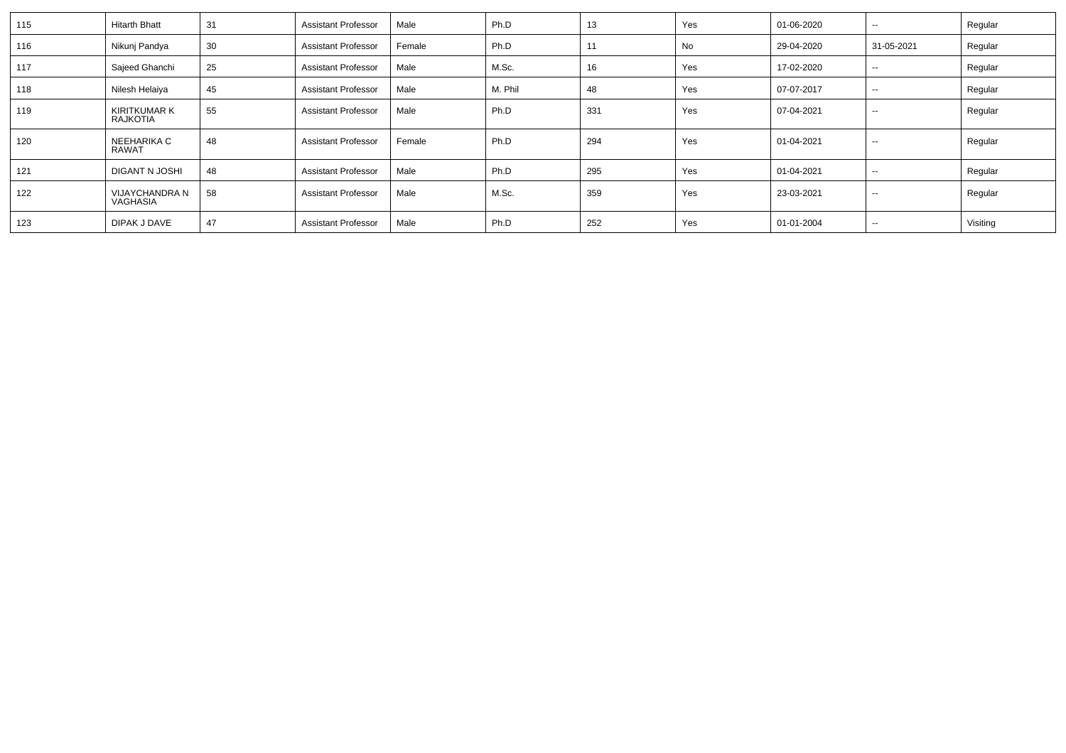| | | | | | | | | | | |
|---|---|---|---|---|---|---|---|---|---|---|
| 115 | Hitarth Bhatt | 31 | Assistant Professor | Male | Ph.D | 13 | Yes | 01-06-2020 | -- | Regular |
| 116 | Nikunj Pandya | 30 | Assistant Professor | Female | Ph.D | 11 | No | 29-04-2020 | 31-05-2021 | Regular |
| 117 | Sajeed Ghanchi | 25 | Assistant Professor | Male | M.Sc. | 16 | Yes | 17-02-2020 | -- | Regular |
| 118 | Nilesh Helaiya | 45 | Assistant Professor | Male | M. Phil | 48 | Yes | 07-07-2017 | -- | Regular |
| 119 | KIRITKUMAR K RAJKOTIA | 55 | Assistant Professor | Male | Ph.D | 331 | Yes | 07-04-2021 | -- | Regular |
| 120 | NEEHARIKA C RAWAT | 48 | Assistant Professor | Female | Ph.D | 294 | Yes | 01-04-2021 | -- | Regular |
| 121 | DIGANT N JOSHI | 48 | Assistant Professor | Male | Ph.D | 295 | Yes | 01-04-2021 | -- | Regular |
| 122 | VIJAYCHANDRA N VAGHASIA | 58 | Assistant Professor | Male | M.Sc. | 359 | Yes | 23-03-2021 | -- | Regular |
| 123 | DIPAK J DAVE | 47 | Assistant Professor | Male | Ph.D | 252 | Yes | 01-01-2004 | -- | Visiting |